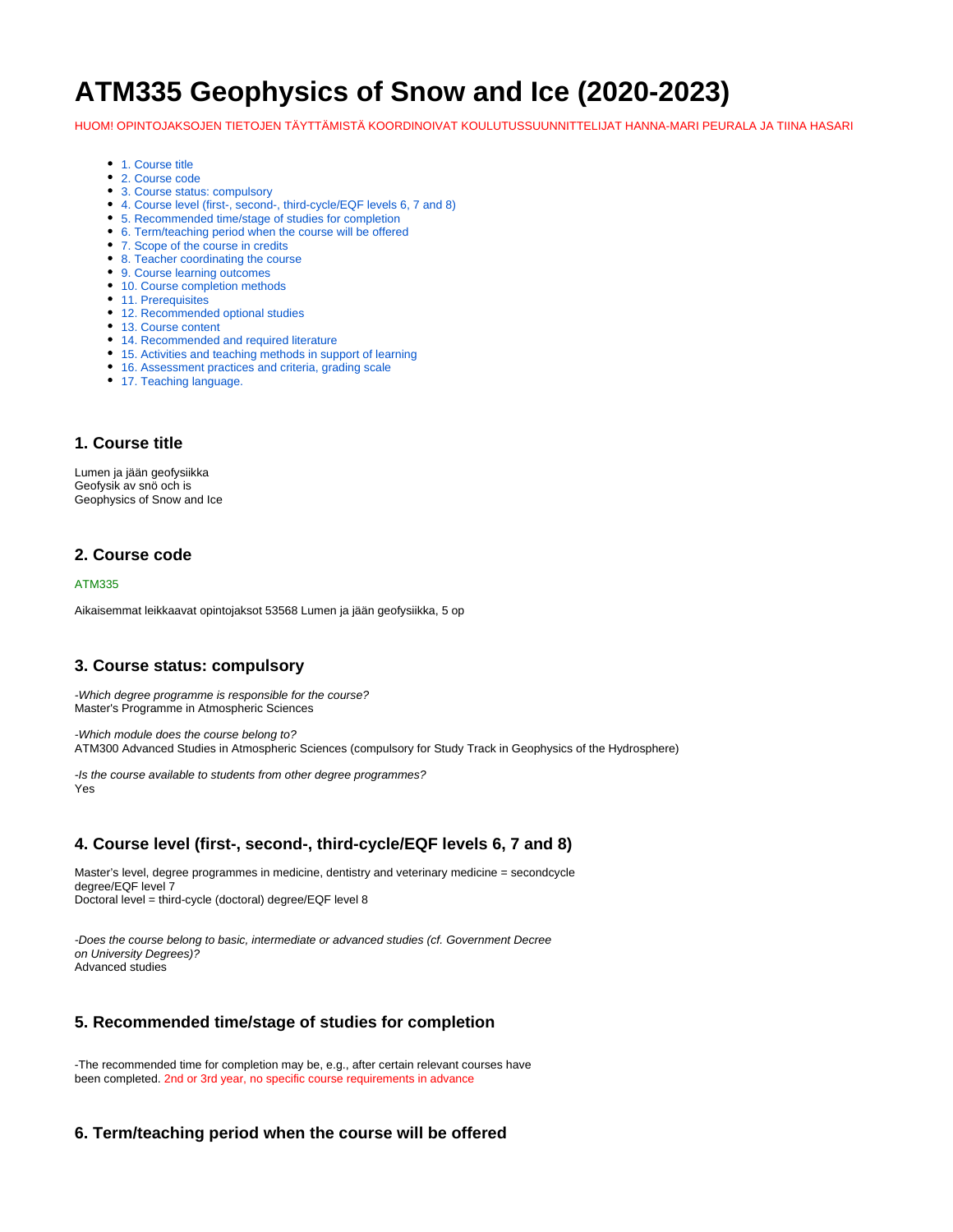# ATM335 Geophysics of Snow and Ice (2020-2023)

HUOM! OPINTOJAKSOJEN TIETOJEN TÄYTTÄMISTÄ KOORDINOIVAT KOULUTUSSUUNNITTELIJAT HANNA-MARI PEURALA JA TIINA HASARI

- 1. Course title
- 2. Course code
- 3. Course status: compulsory
- 4. Course level (first-, second-, third-cycle/EQF levels 6, 7 and 8)
- 5. Recommended time/stage of studies for completion
- 6. Term/teaching period when the course will be offered
- 7. Scope of the course in credits
- 8. Teacher coordinating the course
- 9. Course learning outcomes
- 10. Course completion methods
- 11. Prerequisites
- 12. Recommended optional studies
- 13. Course content
- 14. Recommended and required literature
- 15. Activities and teaching methods in support of learning
- 16. Assessment practices and criteria, grading scale
- 17. Teaching language.

## 1. Course title

Lumen ja jään geofysiikka
Geofysik av snö och is
Geophysics of Snow and Ice

## 2. Course code

ATM335

Aikaisemmat leikkaavat opintojaksot 53568 Lumen ja jään geofysiikka, 5 op

## 3. Course status: compulsory

*-Which degree programme is responsible for the course?*
Master's Programme in Atmospheric Sciences

*-Which module does the course belong to?*
ATM300 Advanced Studies in Atmospheric Sciences (compulsory for Study Track in Geophysics of the Hydrosphere)

*-Is the course available to students from other degree programmes?*
Yes

## 4. Course level (first-, second-, third-cycle/EQF levels 6, 7 and 8)

Master's level, degree programmes in medicine, dentistry and veterinary medicine = secondcycle degree/EQF level 7
Doctoral level = third-cycle (doctoral) degree/EQF level 8

*-Does the course belong to basic, intermediate or advanced studies (cf. Government Decree on University Degrees)?*
Advanced studies

## 5. Recommended time/stage of studies for completion

-The recommended time for completion may be, e.g., after certain relevant courses have been completed. 2nd or 3rd year, no specific course requirements in advance

## 6. Term/teaching period when the course will be offered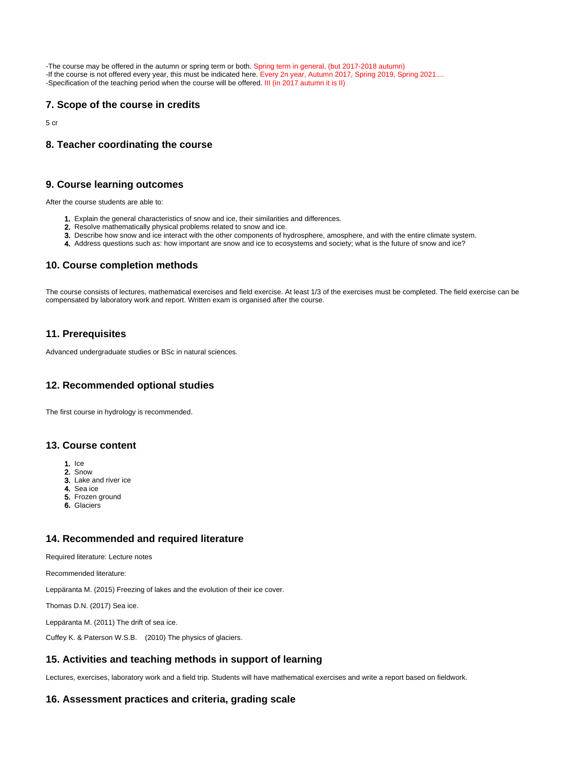-The course may be offered in the autumn or spring term or both. Spring term in general, (but 2017-2018 autumn)
-If the course is not offered every year, this must be indicated here. Every 2n year, Autumn 2017, Spring 2019, Spring 2021....
-Specification of the teaching period when the course will be offered. III (in 2017 autumn it is II)

### 7. Scope of the course in credits

5 cr

### 8. Teacher coordinating the course

### 9. Course learning outcomes

After the course students are able to:

1. Explain the general characteristics of snow and ice, their similarities and differences.
2. Resolve mathematically physical problems related to snow and ice.
3. Describe how snow and ice interact with the other components of hydrosphere, amosphere, and with the entire climate system.
4. Address questions such as: how important are snow and ice to ecosystems and society; what is the future of snow and ice?

### 10. Course completion methods

The course consists of lectures, mathematical exercises and field exercise. At least 1/3 of the exercises must be completed. The field exercise can be compensated by laboratory work and report. Written exam is organised after the course.

### 11. Prerequisites

Advanced undergraduate studies or BSc in natural sciences.

### 12. Recommended optional studies

The first course in hydrology is recommended.

### 13. Course content

1. Ice
2. Snow
3. Lake and river ice
4. Sea ice
5. Frozen ground
6. Glaciers

### 14. Recommended and required literature

Required literature: Lecture notes

Recommended literature:

Leppäranta M. (2015) Freezing of lakes and the evolution of their ice cover.

Thomas D.N. (2017) Sea ice.

Leppäranta M. (2011) The drift of sea ice.

Cuffey K. & Paterson W.S.B. (2010) The physics of glaciers.

### 15. Activities and teaching methods in support of learning

Lectures, exercises, laboratory work and a field trip. Students will have mathematical exercises and write a report based on fieldwork.

### 16. Assessment practices and criteria, grading scale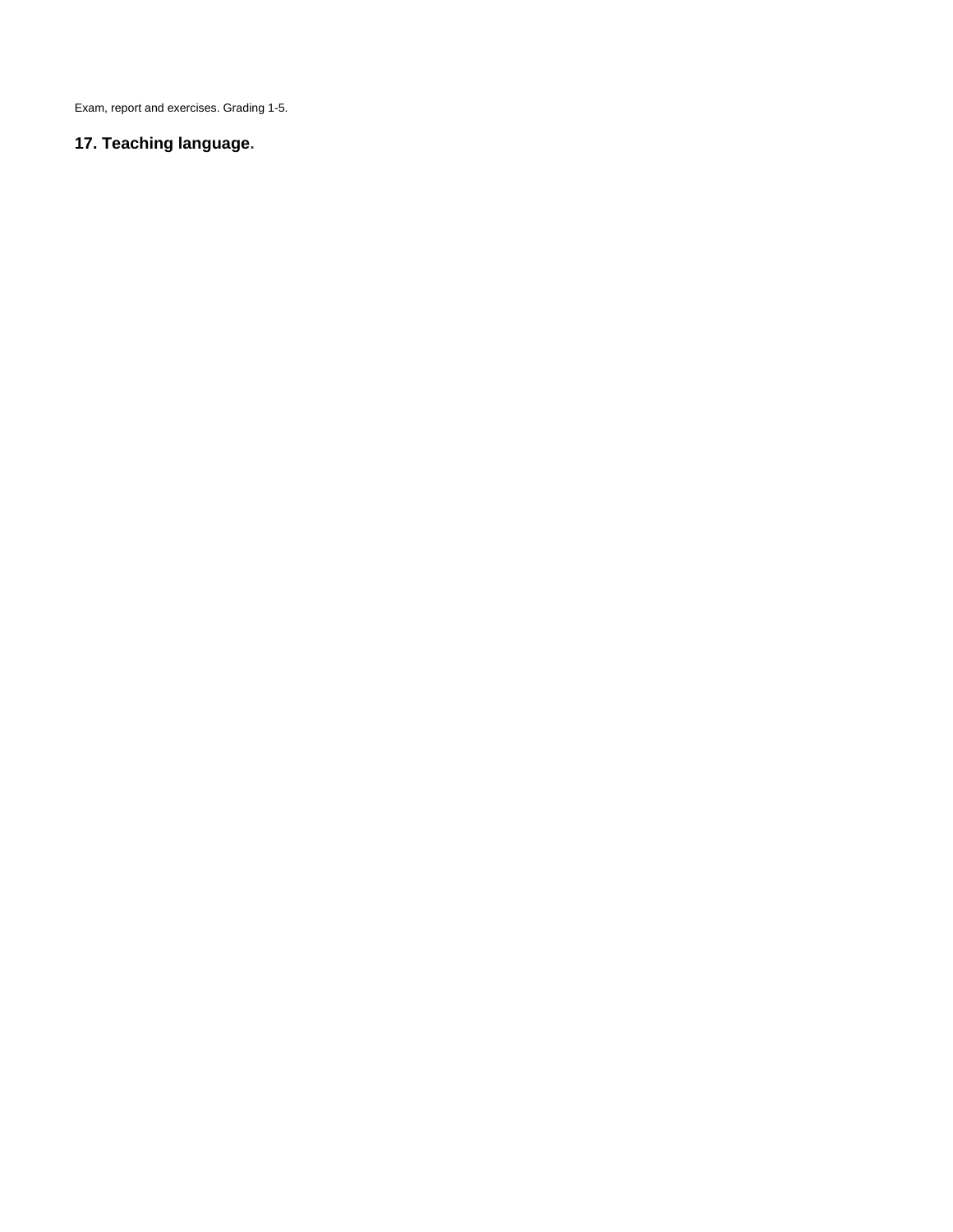Exam, report and exercises. Grading 1-5.

## 17. Teaching language.